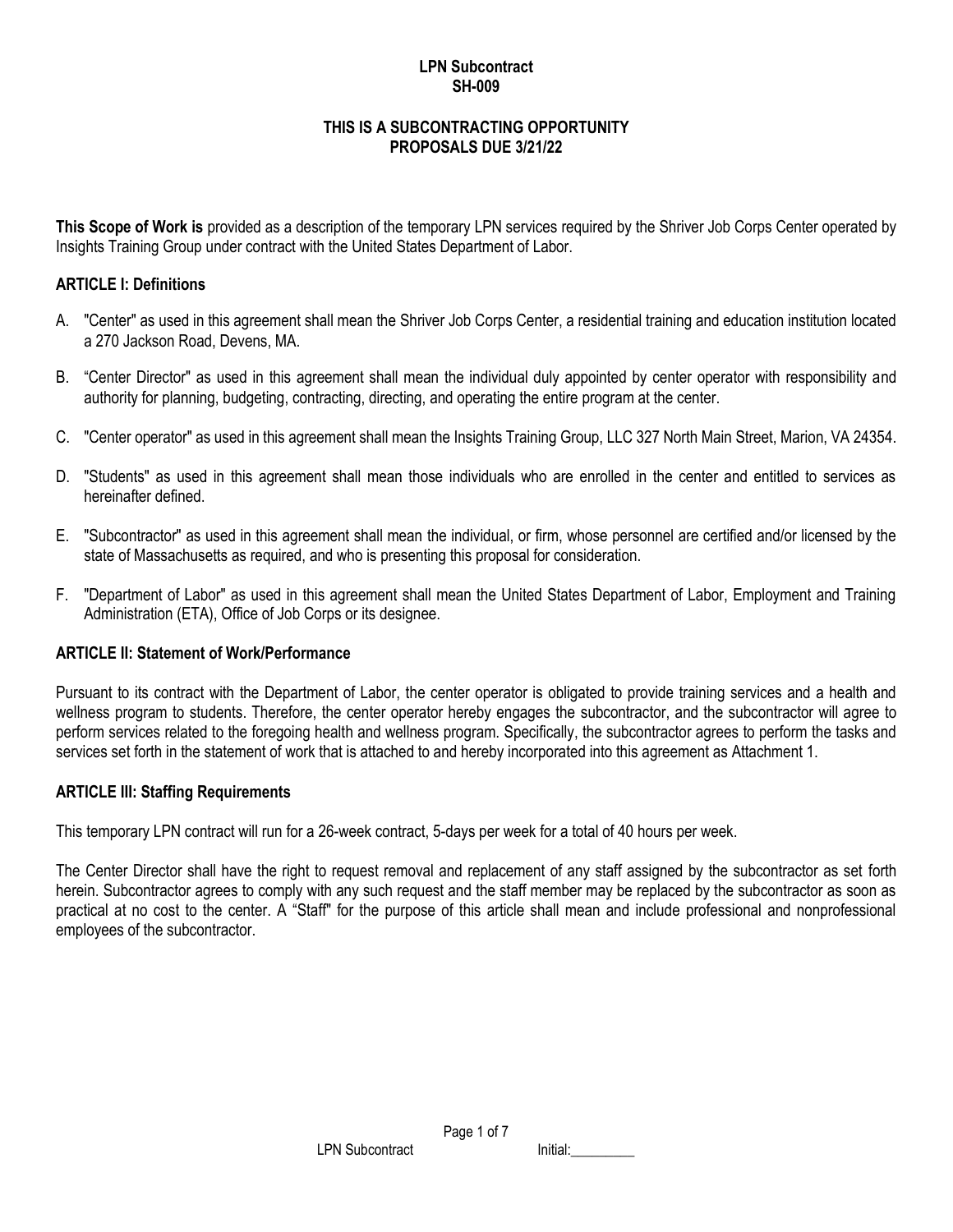**LPN Subcontract**
**SH-009**

**THIS IS A SUBCONTRACTING OPPORTUNITY**
**PROPOSALS DUE 3/21/22**

**This Scope of Work is** provided as a description of the temporary LPN services required by the Shriver Job Corps Center operated by Insights Training Group under contract with the United States Department of Labor.

## ARTICLE I: Definitions

A. "Center" as used in this agreement shall mean the Shriver Job Corps Center, a residential training and education institution located a 270 Jackson Road, Devens, MA.

B. "Center Director" as used in this agreement shall mean the individual duly appointed by center operator with responsibility and authority for planning, budgeting, contracting, directing, and operating the entire program at the center.

C. "Center operator" as used in this agreement shall mean the Insights Training Group, LLC 327 North Main Street, Marion, VA 24354.

D. "Students" as used in this agreement shall mean those individuals who are enrolled in the center and entitled to services as hereinafter defined.

E. "Subcontractor" as used in this agreement shall mean the individual, or firm, whose personnel are certified and/or licensed by the state of Massachusetts as required, and who is presenting this proposal for consideration.

F. "Department of Labor" as used in this agreement shall mean the United States Department of Labor, Employment and Training Administration (ETA), Office of Job Corps or its designee.

## ARTICLE II: Statement of Work/Performance

Pursuant to its contract with the Department of Labor, the center operator is obligated to provide training services and a health and wellness program to students. Therefore, the center operator hereby engages the subcontractor, and the subcontractor will agree to perform services related to the foregoing health and wellness program. Specifically, the subcontractor agrees to perform the tasks and services set forth in the statement of work that is attached to and hereby incorporated into this agreement as Attachment 1.

## ARTICLE III: Staffing Requirements

This temporary LPN contract will run for a 26-week contract, 5-days per week for a total of 40 hours per week.

The Center Director shall have the right to request removal and replacement of any staff assigned by the subcontractor as set forth herein. Subcontractor agrees to comply with any such request and the staff member may be replaced by the subcontractor as soon as practical at no cost to the center. A "Staff" for the purpose of this article shall mean and include professional and nonprofessional employees of the subcontractor.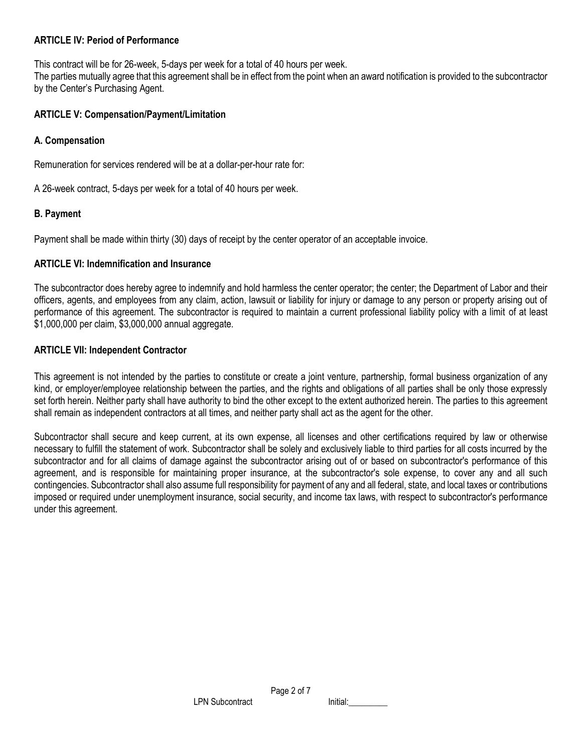### ARTICLE IV: Period of Performance

This contract will be for 26-week, 5-days per week for a total of 40 hours per week.
The parties mutually agree that this agreement shall be in effect from the point when an award notification is provided to the subcontractor by the Center's Purchasing Agent.

### ARTICLE V: Compensation/Payment/Limitation

#### A. Compensation

Remuneration for services rendered will be at a dollar-per-hour rate for:

A 26-week contract, 5-days per week for a total of 40 hours per week.

#### B. Payment

Payment shall be made within thirty (30) days of receipt by the center operator of an acceptable invoice.

### ARTICLE VI: Indemnification and Insurance

The subcontractor does hereby agree to indemnify and hold harmless the center operator; the center; the Department of Labor and their officers, agents, and employees from any claim, action, lawsuit or liability for injury or damage to any person or property arising out of performance of this agreement. The subcontractor is required to maintain a current professional liability policy with a limit of at least $1,000,000 per claim, $3,000,000 annual aggregate.

### ARTICLE VII: Independent Contractor

This agreement is not intended by the parties to constitute or create a joint venture, partnership, formal business organization of any kind, or employer/employee relationship between the parties, and the rights and obligations of all parties shall be only those expressly set forth herein. Neither party shall have authority to bind the other except to the extent authorized herein. The parties to this agreement shall remain as independent contractors at all times, and neither party shall act as the agent for the other.

Subcontractor shall secure and keep current, at its own expense, all licenses and other certifications required by law or otherwise necessary to fulfill the statement of work. Subcontractor shall be solely and exclusively liable to third parties for all costs incurred by the subcontractor and for all claims of damage against the subcontractor arising out of or based on subcontractor's performance of this agreement, and is responsible for maintaining proper insurance, at the subcontractor's sole expense, to cover any and all such contingencies. Subcontractor shall also assume full responsibility for payment of any and all federal, state, and local taxes or contributions imposed or required under unemployment insurance, social security, and income tax laws, with respect to subcontractor's performance under this agreement.

LPN Subcontract Initial:_________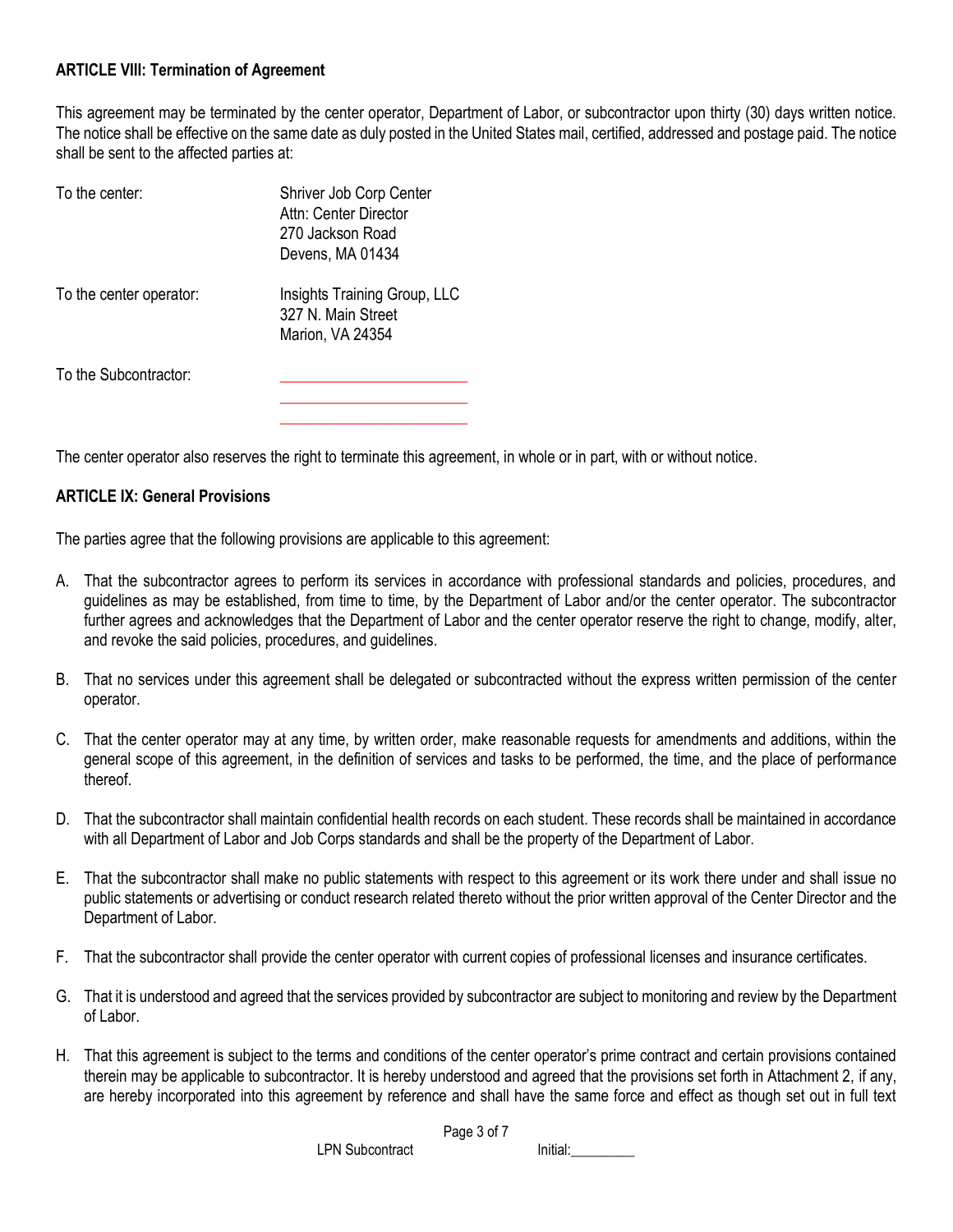**ARTICLE VIII: Termination of Agreement**

This agreement may be terminated by the center operator, Department of Labor, or subcontractor upon thirty (30) days written notice. The notice shall be effective on the same date as duly posted in the United States mail, certified, addressed and postage paid. The notice shall be sent to the affected parties at:

To the center:
Shriver Job Corp Center
Attn: Center Director
270 Jackson Road
Devens, MA 01434

To the center operator:
Insights Training Group, LLC
327 N. Main Street
Marion, VA 24354

To the Subcontractor:
________________________
________________________
________________________

The center operator also reserves the right to terminate this agreement, in whole or in part, with or without notice.

**ARTICLE IX: General Provisions**

The parties agree that the following provisions are applicable to this agreement:

A. That the subcontractor agrees to perform its services in accordance with professional standards and policies, procedures, and guidelines as may be established, from time to time, by the Department of Labor and/or the center operator. The subcontractor further agrees and acknowledges that the Department of Labor and the center operator reserve the right to change, modify, alter, and revoke the said policies, procedures, and guidelines.

B. That no services under this agreement shall be delegated or subcontracted without the express written permission of the center operator.

C. That the center operator may at any time, by written order, make reasonable requests for amendments and additions, within the general scope of this agreement, in the definition of services and tasks to be performed, the time, and the place of performance thereof.

D. That the subcontractor shall maintain confidential health records on each student. These records shall be maintained in accordance with all Department of Labor and Job Corps standards and shall be the property of the Department of Labor.

E. That the subcontractor shall make no public statements with respect to this agreement or its work there under and shall issue no public statements or advertising or conduct research related thereto without the prior written approval of the Center Director and the Department of Labor.

F. That the subcontractor shall provide the center operator with current copies of professional licenses and insurance certificates.

G. That it is understood and agreed that the services provided by subcontractor are subject to monitoring and review by the Department of Labor.

H. That this agreement is subject to the terms and conditions of the center operator's prime contract and certain provisions contained therein may be applicable to subcontractor. It is hereby understood and agreed that the provisions set forth in Attachment 2, if any, are hereby incorporated into this agreement by reference and shall have the same force and effect as though set out in full text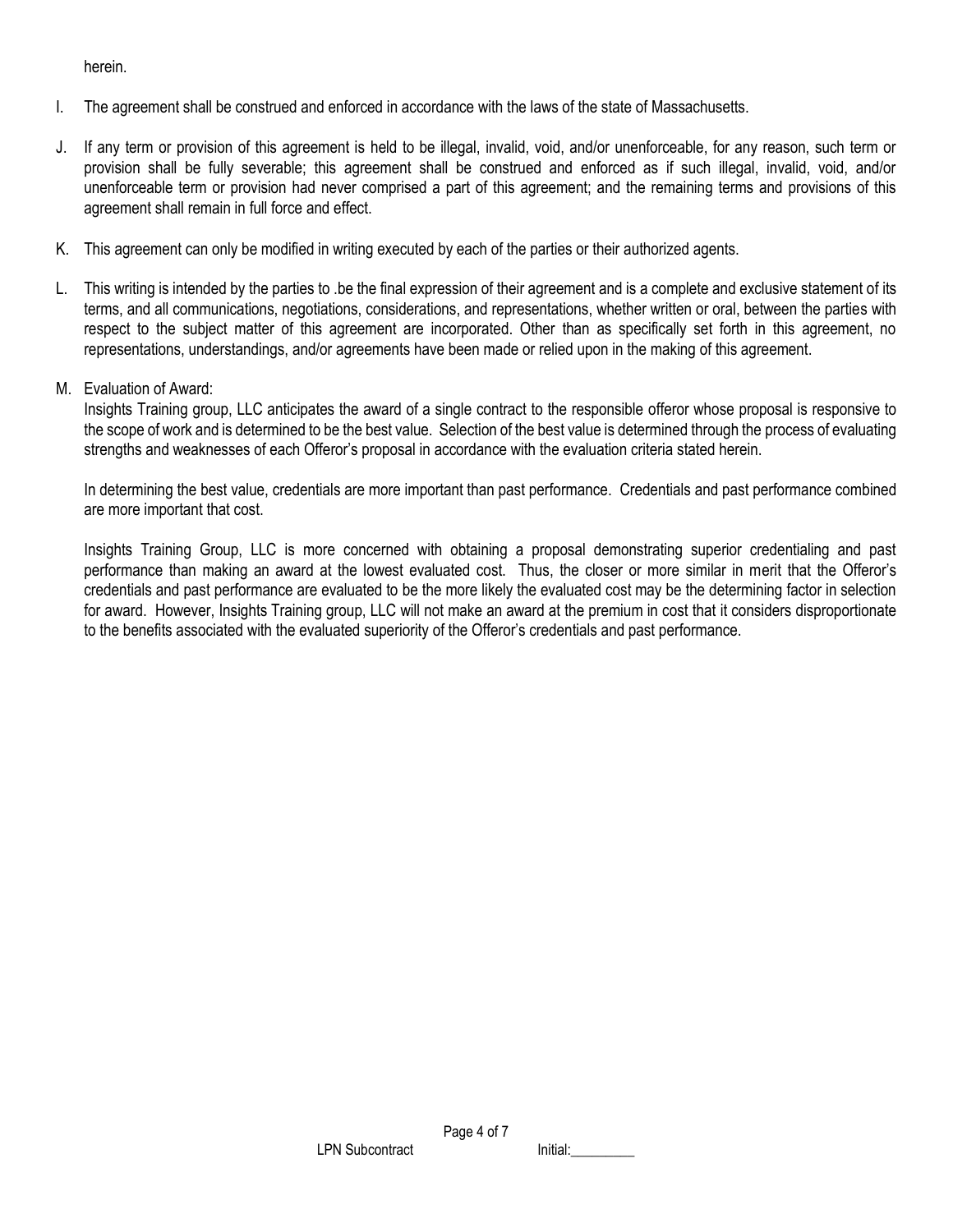herein.

I. The agreement shall be construed and enforced in accordance with the laws of the state of Massachusetts.

J. If any term or provision of this agreement is held to be illegal, invalid, void, and/or unenforceable, for any reason, such term or provision shall be fully severable; this agreement shall be construed and enforced as if such illegal, invalid, void, and/or unenforceable term or provision had never comprised a part of this agreement; and the remaining terms and provisions of this agreement shall remain in full force and effect.

K. This agreement can only be modified in writing executed by each of the parties or their authorized agents.

L. This writing is intended by the parties to .be the final expression of their agreement and is a complete and exclusive statement of its terms, and all communications, negotiations, considerations, and representations, whether written or oral, between the parties with respect to the subject matter of this agreement are incorporated. Other than as specifically set forth in this agreement, no representations, understandings, and/or agreements have been made or relied upon in the making of this agreement.

M. Evaluation of Award:

   Insights Training group, LLC anticipates the award of a single contract to the responsible offeror whose proposal is responsive to the scope of work and is determined to be the best value. Selection of the best value is determined through the process of evaluating strengths and weaknesses of each Offeror's proposal in accordance with the evaluation criteria stated herein.

   In determining the best value, credentials are more important than past performance. Credentials and past performance combined are more important that cost.

   Insights Training Group, LLC is more concerned with obtaining a proposal demonstrating superior credentialing and past performance than making an award at the lowest evaluated cost. Thus, the closer or more similar in merit that the Offeror's credentials and past performance are evaluated to be the more likely the evaluated cost may be the determining factor in selection for award. However, Insights Training group, LLC will not make an award at the premium in cost that it considers disproportionate to the benefits associated with the evaluated superiority of the Offeror's credentials and past performance.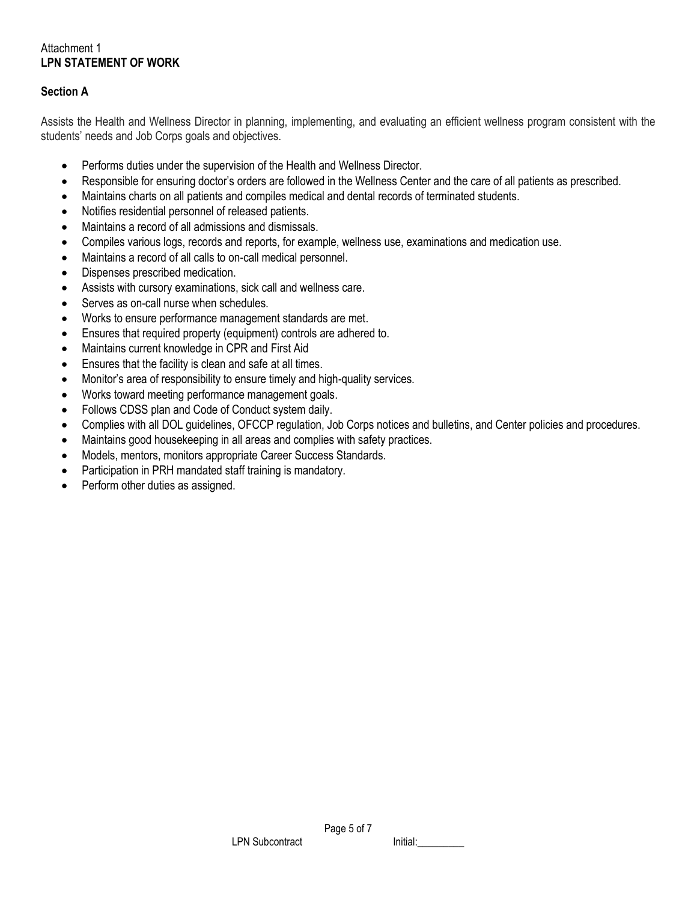Attachment 1

**LPN STATEMENT OF WORK**

**Section A**

Assists the Health and Wellness Director in planning, implementing, and evaluating an efficient wellness program consistent with the students' needs and Job Corps goals and objectives.

- Performs duties under the supervision of the Health and Wellness Director.
- Responsible for ensuring doctor's orders are followed in the Wellness Center and the care of all patients as prescribed.
- Maintains charts on all patients and compiles medical and dental records of terminated students.
- Notifies residential personnel of released patients.
- Maintains a record of all admissions and dismissals.
- Compiles various logs, records and reports, for example, wellness use, examinations and medication use.
- Maintains a record of all calls to on-call medical personnel.
- Dispenses prescribed medication.
- Assists with cursory examinations, sick call and wellness care.
- Serves as on-call nurse when schedules.
- Works to ensure performance management standards are met.
- Ensures that required property (equipment) controls are adhered to.
- Maintains current knowledge in CPR and First Aid
- Ensures that the facility is clean and safe at all times.
- Monitor's area of responsibility to ensure timely and high-quality services.
- Works toward meeting performance management goals.
- Follows CDSS plan and Code of Conduct system daily.
- Complies with all DOL guidelines, OFCCP regulation, Job Corps notices and bulletins, and Center policies and procedures.
- Maintains good housekeeping in all areas and complies with safety practices.
- Models, mentors, monitors appropriate Career Success Standards.
- Participation in PRH mandated staff training is mandatory.
- Perform other duties as assigned.

LPN Subcontract Initial:_________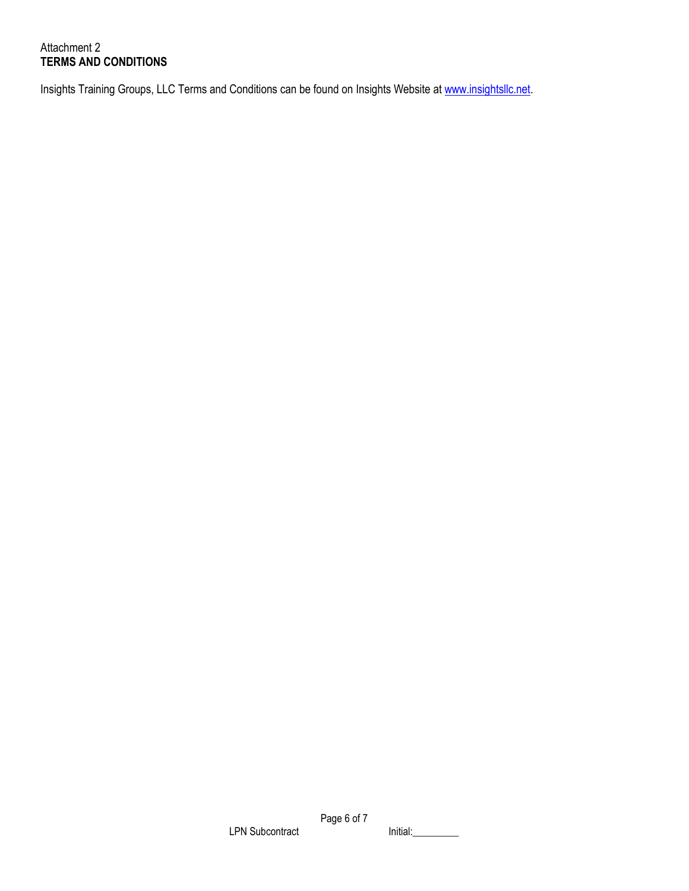Attachment 2

**TERMS AND CONDITIONS**

Insights Training Groups, LLC Terms and Conditions can be found on Insights Website at [www.insightsllc.net](http://www.insightsllc.net).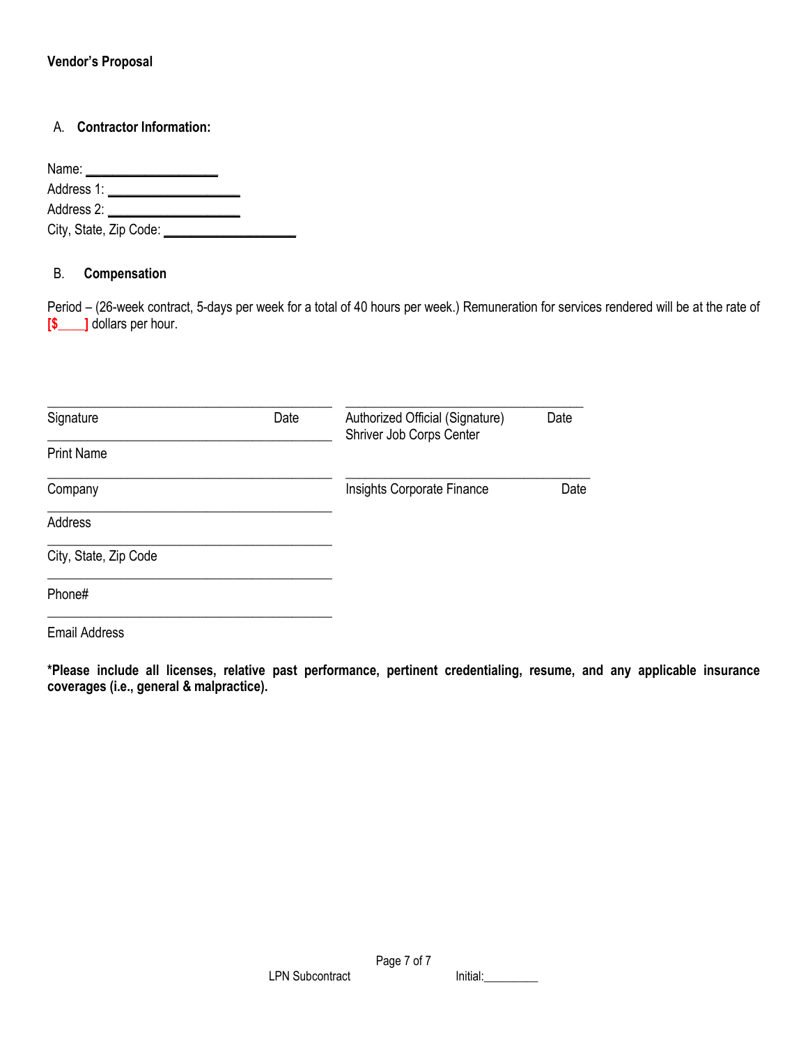**Vendor's Proposal**

A. **Contractor Information:**

Name: ____________________
Address 1: ____________________
Address 2: ____________________
City, State, Zip Code: ____________________

B. **Compensation**

Period – (26-week contract, 5-days per week for a total of 40 hours per week.) Remuneration for services rendered will be at the rate of **[$____]** dollars per hour.

| | |
|---|---|
| ______________________________ | ______________________________ |
| Signature &nbsp;&nbsp;&nbsp;&nbsp;&nbsp;&nbsp;&nbsp;&nbsp; Date | Authorized Official (Signature) &nbsp;&nbsp;&nbsp;&nbsp; Date<br>Shriver Job Corps Center |
| ______________________________ | |
| Print Name | |
| ______________________________ | ______________________________ |
| Company | Insights Corporate Finance &nbsp;&nbsp;&nbsp;&nbsp; Date |
| ______________________________ | |
| Address | |
| ______________________________ | |
| City, State, Zip Code | |
| ______________________________ | |
| Phone# | |
| ______________________________ | |
| Email Address | |

***Please include all licenses, relative past performance, pertinent credentialing, resume, and any applicable insurance coverages (i.e., general & malpractice).**

LPN Subcontract &nbsp;&nbsp;&nbsp;&nbsp;&nbsp;&nbsp;&nbsp;&nbsp; Initial:_________